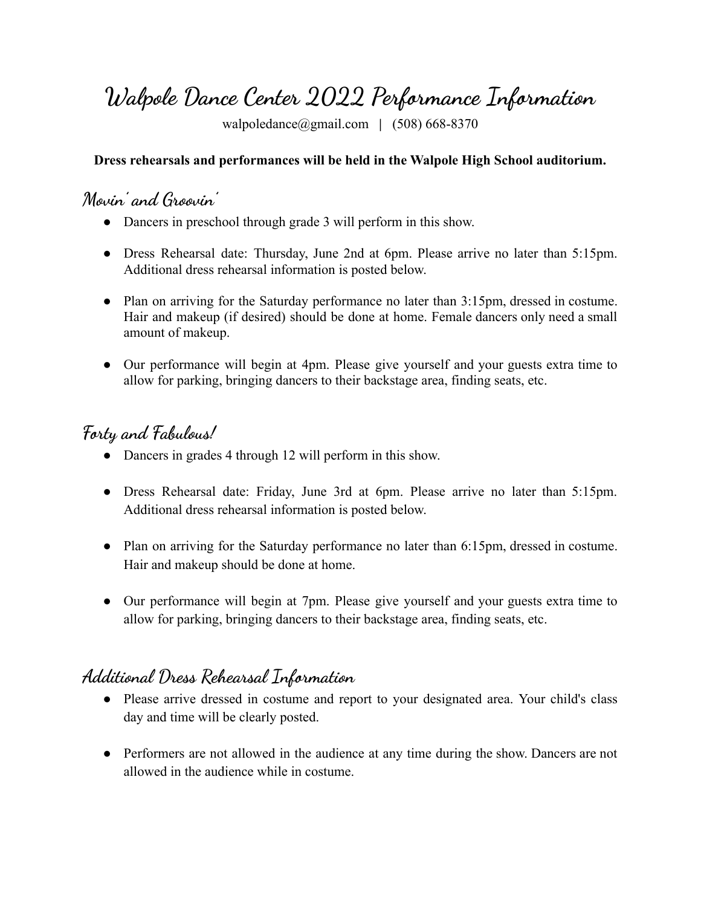# Walpole Dance Center 2022 Performance Information

walpoledance@gmail.com | (508) 668-8370

**Dress rehearsals and performances will be held in the Walpole High School auditorium.**

## Movin' and Groovin'

- Dancers in preschool through grade 3 will perform in this show.
- Dress Rehearsal date: Thursday, June 2nd at 6pm. Please arrive no later than 5:15pm. Additional dress rehearsal information is posted below.
- Plan on arriving for the Saturday performance no later than 3:15pm, dressed in costume. Hair and makeup (if desired) should be done at home. Female dancers only need a small amount of makeup.
- Our performance will begin at 4pm. Please give yourself and your guests extra time to allow for parking, bringing dancers to their backstage area, finding seats, etc.

## Forty and Fabulous!

- Dancers in grades 4 through 12 will perform in this show.
- Dress Rehearsal date: Friday, June 3rd at 6pm. Please arrive no later than 5:15pm. Additional dress rehearsal information is posted below.
- Plan on arriving for the Saturday performance no later than 6:15pm, dressed in costume. Hair and makeup should be done at home.
- Our performance will begin at 7pm. Please give yourself and your guests extra time to allow for parking, bringing dancers to their backstage area, finding seats, etc.

## Additional Dress Rehearsal Information

- Please arrive dressed in costume and report to your designated area. Your child's class day and time will be clearly posted.
- Performers are not allowed in the audience at any time during the show. Dancers are not allowed in the audience while in costume.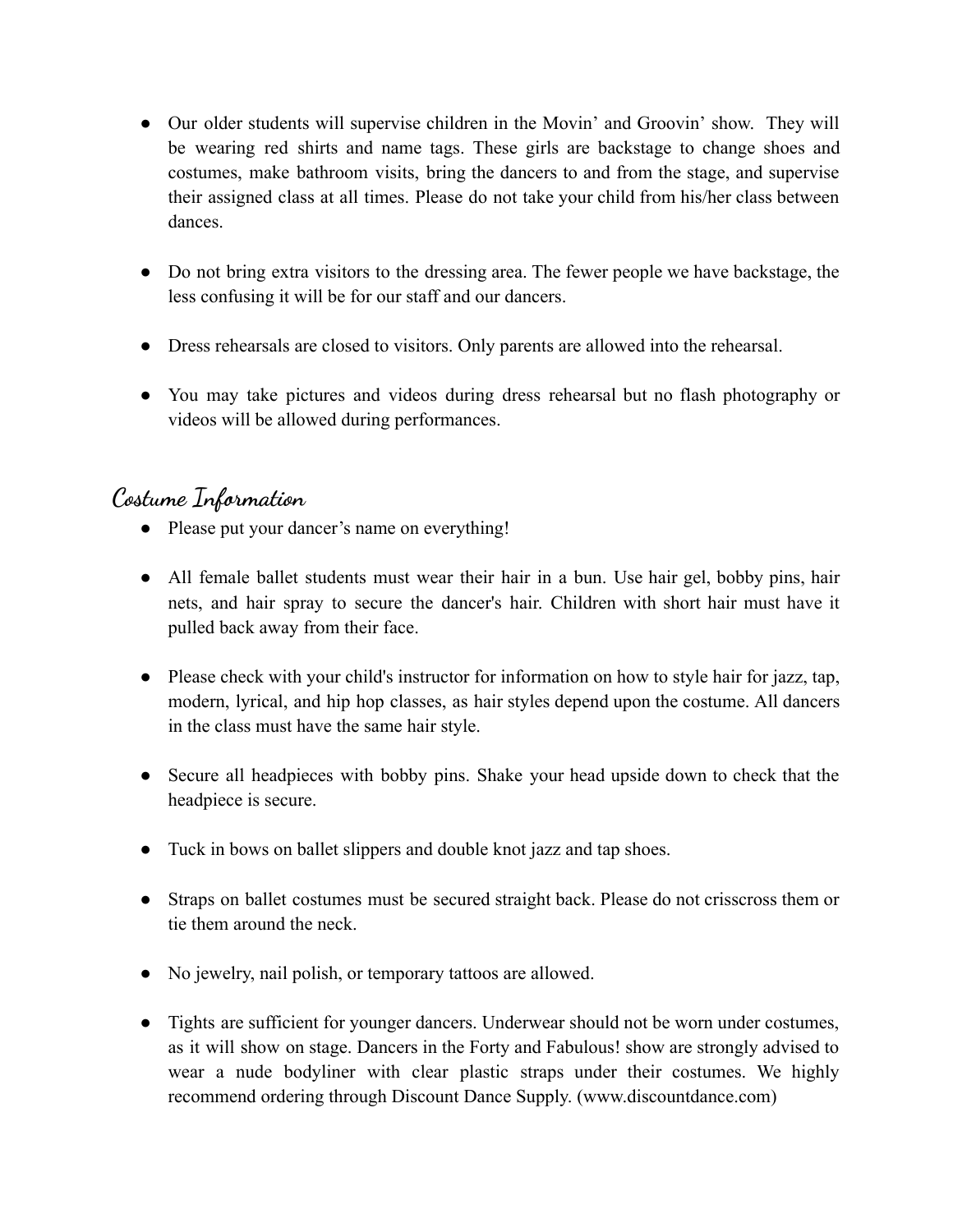- Our older students will supervise children in the Movin' and Groovin' show. They will be wearing red shirts and name tags. These girls are backstage to change shoes and costumes, make bathroom visits, bring the dancers to and from the stage, and supervise their assigned class at all times. Please do not take your child from his/her class between dances.

- Do not bring extra visitors to the dressing area. The fewer people we have backstage, the less confusing it will be for our staff and our dancers.

- Dress rehearsals are closed to visitors. Only parents are allowed into the rehearsal.

- You may take pictures and videos during dress rehearsal but no flash photography or videos will be allowed during performances.

## Costume Information

- Please put your dancer's name on everything!

- All female ballet students must wear their hair in a bun. Use hair gel, bobby pins, hair nets, and hair spray to secure the dancer's hair. Children with short hair must have it pulled back away from their face.

- Please check with your child's instructor for information on how to style hair for jazz, tap, modern, lyrical, and hip hop classes, as hair styles depend upon the costume. All dancers in the class must have the same hair style.

- Secure all headpieces with bobby pins. Shake your head upside down to check that the headpiece is secure.

- Tuck in bows on ballet slippers and double knot jazz and tap shoes.

- Straps on ballet costumes must be secured straight back. Please do not crisscross them or tie them around the neck.

- No jewelry, nail polish, or temporary tattoos are allowed.

- Tights are sufficient for younger dancers. Underwear should not be worn under costumes, as it will show on stage. Dancers in the Forty and Fabulous! show are strongly advised to wear a nude bodyliner with clear plastic straps under their costumes. We highly recommend ordering through Discount Dance Supply. (www.discountdance.com)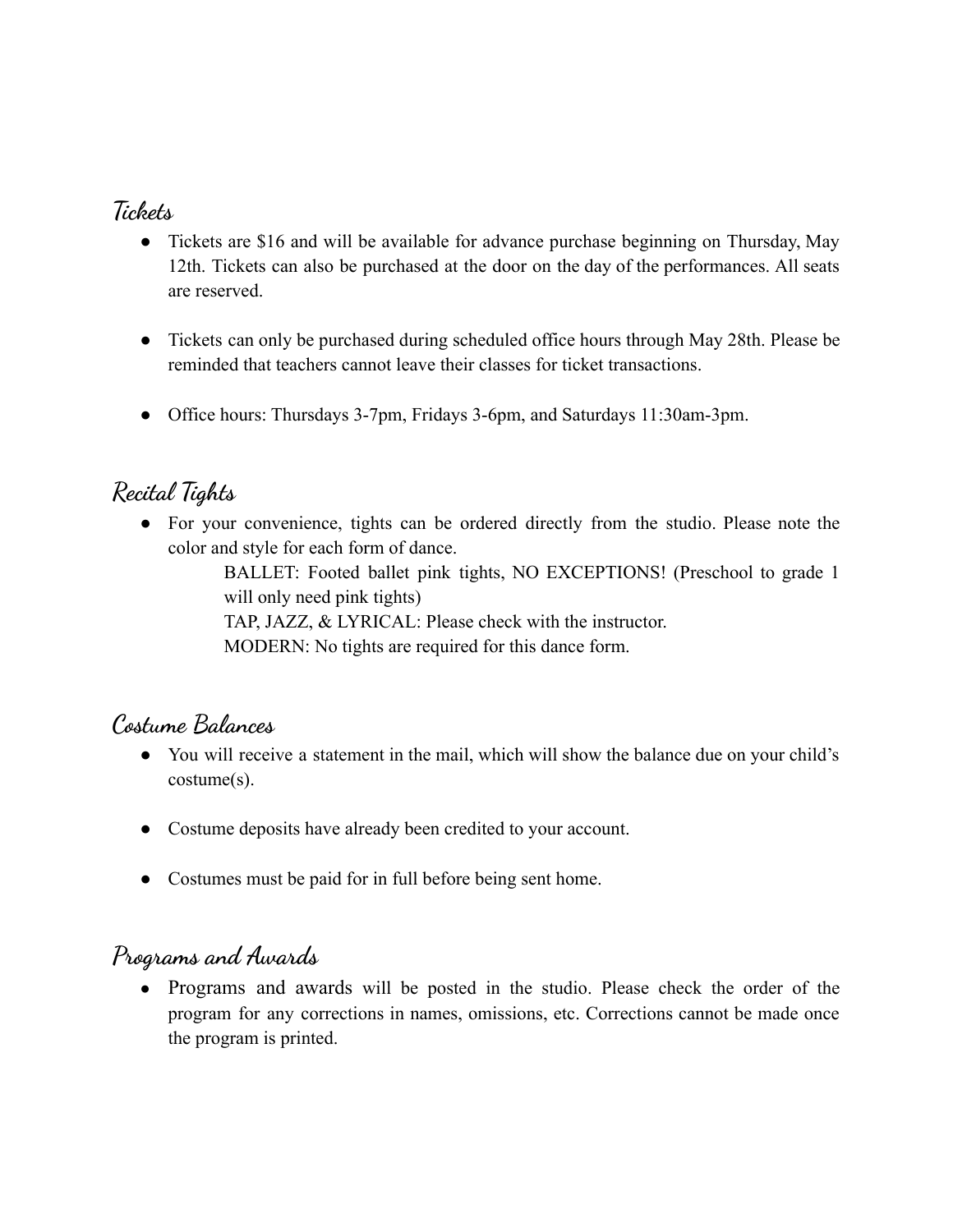## Tickets

- Tickets are $16 and will be available for advance purchase beginning on Thursday, May 12th. Tickets can also be purchased at the door on the day of the performances. All seats are reserved.

- Tickets can only be purchased during scheduled office hours through May 28th. Please be reminded that teachers cannot leave their classes for ticket transactions.

- Office hours: Thursdays 3-7pm, Fridays 3-6pm, and Saturdays 11:30am-3pm.

## Recital Tights

- For your convenience, tights can be ordered directly from the studio. Please note the color and style for each form of dance.

  BALLET: Footed ballet pink tights, NO EXCEPTIONS! (Preschool to grade 1 will only need pink tights)

  TAP, JAZZ, & LYRICAL: Please check with the instructor.

  MODERN: No tights are required for this dance form.

## Costume Balances

- You will receive a statement in the mail, which will show the balance due on your child's costume(s).

- Costume deposits have already been credited to your account.

- Costumes must be paid for in full before being sent home.

## Programs and Awards

- Programs and awards will be posted in the studio. Please check the order of the program for any corrections in names, omissions, etc. Corrections cannot be made once the program is printed.